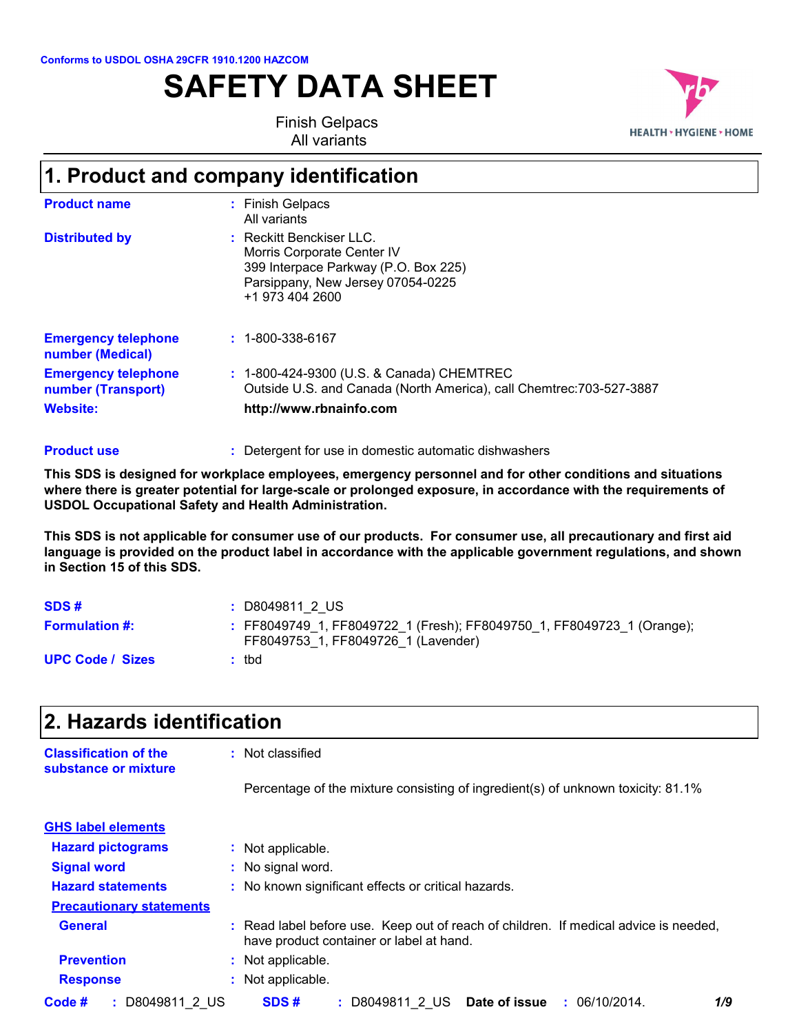Conforms to USDOL OSHA 29CFR 1910.1200 HAZCOM

# SAFETY DATA SHEET

Finish Gelpacs
All variants

HEALTH · HYGIENE · HOME

## 1. Product and company identification

| | |
|---|---|
| **Product name** | : Finish Gelpacs<br>All variants |
| **Distributed by** | : Reckitt Benckiser LLC.<br>Morris Corporate Center IV<br>399 Interpace Parkway (P.O. Box 225)<br>Parsippany, New Jersey 07054-0225<br>+1 973 404 2600 |
| **Emergency telephone number (Medical)** | : 1-800-338-6167 |
| **Emergency telephone number (Transport)** | : 1-800-424-9300 (U.S. & Canada) CHEMTREC<br>Outside U.S. and Canada (North America), call Chemtrec:703-527-3887 |
| **Website:** | **http://www.rbnainfo.com** |
| **Product use** | : Detergent for use in domestic automatic dishwashers |

**This SDS is designed for workplace employees, emergency personnel and for other conditions and situations where there is greater potential for large-scale or prolonged exposure, in accordance with the requirements of USDOL Occupational Safety and Health Administration.**

**This SDS is not applicable for consumer use of our products. For consumer use, all precautionary and first aid language is provided on the product label in accordance with the applicable government regulations, and shown in Section 15 of this SDS.**

| | |
|---|---|
| **SDS #** | : D8049811_2_US |
| **Formulation #:** | : FF8049749_1, FF8049722_1 (Fresh); FF8049750_1, FF8049723_1 (Orange); FF8049753_1, FF8049726_1 (Lavender) |
| **UPC Code / Sizes** | : tbd |

## 2. Hazards identification

**Classification of the substance or mixture** : Not classified

Percentage of the mixture consisting of ingredient(s) of unknown toxicity: 81.1%

**GHS label elements**

| | |
|---|---|
| **Hazard pictograms** | : Not applicable. |
| **Signal word** | : No signal word. |
| **Hazard statements** | : No known significant effects or critical hazards. |

**Precautionary statements**

| | |
|---|---|
| **General** | : Read label before use. Keep out of reach of children. If medical advice is needed, have product container or label at hand. |
| **Prevention** | : Not applicable. |
| **Response** | : Not applicable. |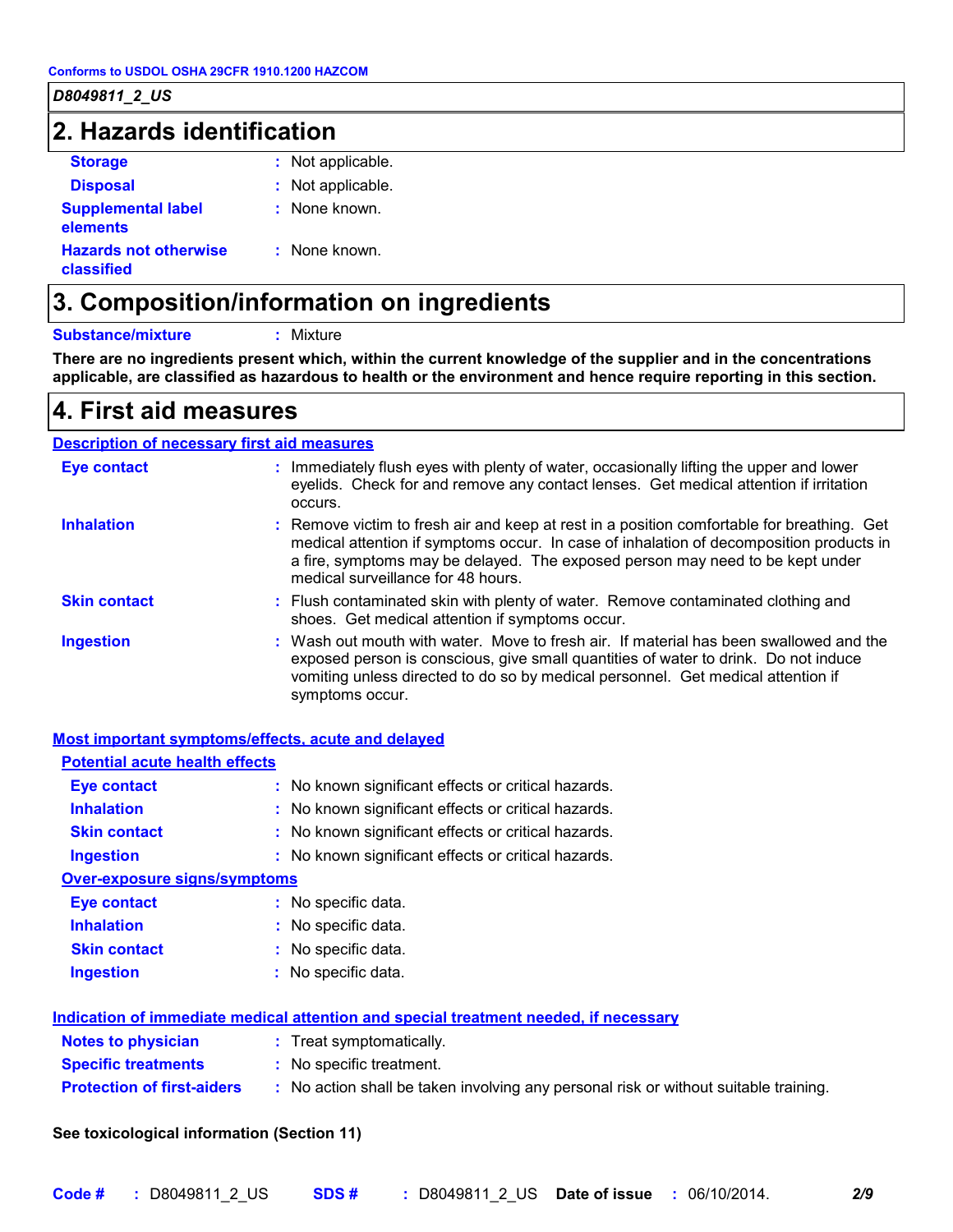*D8049811_2_US*

## 2. Hazards identification

**Storage** : Not applicable.

**Disposal** : Not applicable.

**Supplemental label elements** : None known.

**Hazards not otherwise classified** : None known.

## 3. Composition/information on ingredients

**Substance/mixture** : Mixture

**There are no ingredients present which, within the current knowledge of the supplier and in the concentrations applicable, are classified as hazardous to health or the environment and hence require reporting in this section.**

## 4. First aid measures

### Description of necessary first aid measures

**Eye contact** : Immediately flush eyes with plenty of water, occasionally lifting the upper and lower eyelids. Check for and remove any contact lenses. Get medical attention if irritation occurs.

**Inhalation** : Remove victim to fresh air and keep at rest in a position comfortable for breathing. Get medical attention if symptoms occur. In case of inhalation of decomposition products in a fire, symptoms may be delayed. The exposed person may need to be kept under medical surveillance for 48 hours.

**Skin contact** : Flush contaminated skin with plenty of water. Remove contaminated clothing and shoes. Get medical attention if symptoms occur.

**Ingestion** : Wash out mouth with water. Move to fresh air. If material has been swallowed and the exposed person is conscious, give small quantities of water to drink. Do not induce vomiting unless directed to do so by medical personnel. Get medical attention if symptoms occur.

### Most important symptoms/effects, acute and delayed

#### Potential acute health effects

**Eye contact** : No known significant effects or critical hazards.

**Inhalation** : No known significant effects or critical hazards.

**Skin contact** : No known significant effects or critical hazards.

**Ingestion** : No known significant effects or critical hazards.

#### Over-exposure signs/symptoms

**Eye contact** : No specific data.

**Inhalation** : No specific data.

**Skin contact** : No specific data.

**Ingestion** : No specific data.

### Indication of immediate medical attention and special treatment needed, if necessary

**Notes to physician** : Treat symptomatically.

**Specific treatments** : No specific treatment.

**Protection of first-aiders** : No action shall be taken involving any personal risk or without suitable training.

**See toxicological information (Section 11)**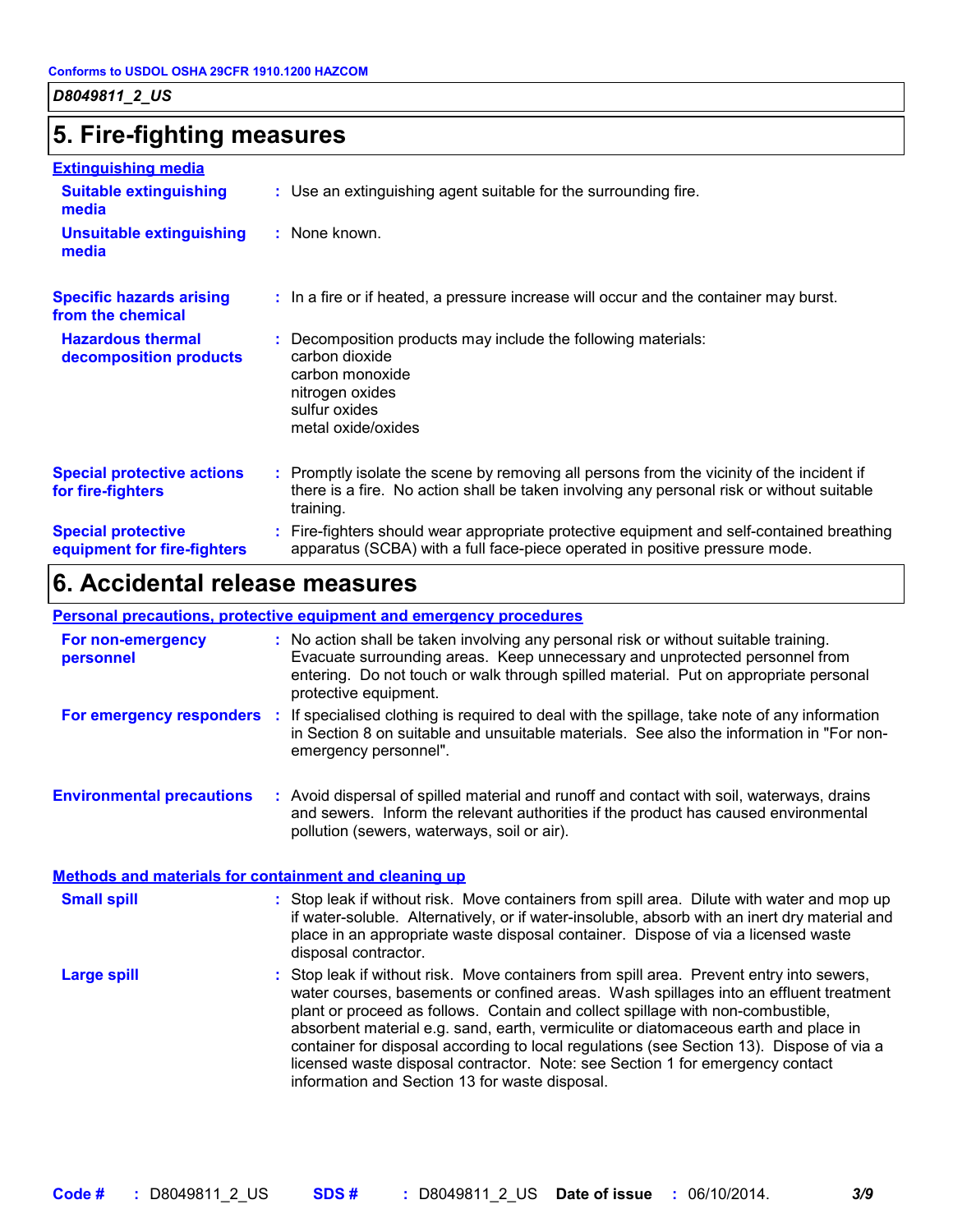## 5. Fire-fighting measures

**Extinguishing media**

| | |
|---|---|
| **Suitable extinguishing media** | Use an extinguishing agent suitable for the surrounding fire. |
| **Unsuitable extinguishing media** | None known. |

| | |
|---|---|
| **Specific hazards arising from the chemical** | In a fire or if heated, a pressure increase will occur and the container may burst. |
| **Hazardous thermal decomposition products** | Decomposition products may include the following materials:<br>carbon dioxide<br>carbon monoxide<br>nitrogen oxides<br>sulfur oxides<br>metal oxide/oxides |
| **Special protective actions for fire-fighters** | Promptly isolate the scene by removing all persons from the vicinity of the incident if there is a fire. No action shall be taken involving any personal risk or without suitable training. |
| **Special protective equipment for fire-fighters** | Fire-fighters should wear appropriate protective equipment and self-contained breathing apparatus (SCBA) with a full face-piece operated in positive pressure mode. |

## 6. Accidental release measures

**Personal precautions, protective equipment and emergency procedures**

| | |
|---|---|
| **For non-emergency personnel** | No action shall be taken involving any personal risk or without suitable training. Evacuate surrounding areas. Keep unnecessary and unprotected personnel from entering. Do not touch or walk through spilled material. Put on appropriate personal protective equipment. |
| **For emergency responders** | If specialised clothing is required to deal with the spillage, take note of any information in Section 8 on suitable and unsuitable materials. See also the information in "For non-emergency personnel". |

| | |
|---|---|
| **Environmental precautions** | Avoid dispersal of spilled material and runoff and contact with soil, waterways, drains and sewers. Inform the relevant authorities if the product has caused environmental pollution (sewers, waterways, soil or air). |

**Methods and materials for containment and cleaning up**

| | |
|---|---|
| **Small spill** | Stop leak if without risk. Move containers from spill area. Dilute with water and mop up if water-soluble. Alternatively, or if water-insoluble, absorb with an inert dry material and place in an appropriate waste disposal container. Dispose of via a licensed waste disposal contractor. |
| **Large spill** | Stop leak if without risk. Move containers from spill area. Prevent entry into sewers, water courses, basements or confined areas. Wash spillages into an effluent treatment plant or proceed as follows. Contain and collect spillage with non-combustible, absorbent material e.g. sand, earth, vermiculite or diatomaceous earth and place in container for disposal according to local regulations (see Section 13). Dispose of via a licensed waste disposal contractor. Note: see Section 1 for emergency contact information and Section 13 for waste disposal. |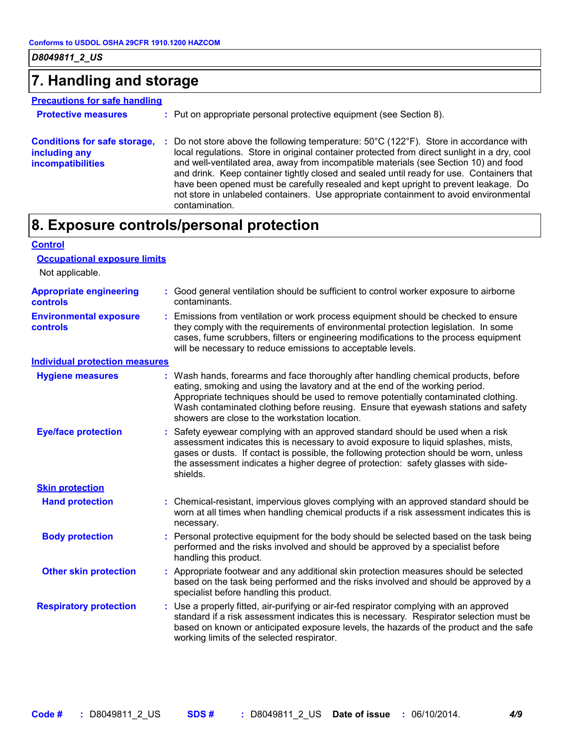D8049811_2_US

## 7. Handling and storage

**Precautions for safe handling**

**Protective measures** : Put on appropriate personal protective equipment (see Section 8).

**Conditions for safe storage, including any incompatibilities** : Do not store above the following temperature: 50°C (122°F). Store in accordance with local regulations. Store in original container protected from direct sunlight in a dry, cool and well-ventilated area, away from incompatible materials (see Section 10) and food and drink. Keep container tightly closed and sealed until ready for use. Containers that have been opened must be carefully resealed and kept upright to prevent leakage. Do not store in unlabeled containers. Use appropriate containment to avoid environmental contamination.

## 8. Exposure controls/personal protection

**Control**

**Occupational exposure limits**

Not applicable.

**Appropriate engineering controls** : Good general ventilation should be sufficient to control worker exposure to airborne contaminants.

**Environmental exposure controls** : Emissions from ventilation or work process equipment should be checked to ensure they comply with the requirements of environmental protection legislation. In some cases, fume scrubbers, filters or engineering modifications to the process equipment will be necessary to reduce emissions to acceptable levels.

**Individual protection measures**

**Hygiene measures** : Wash hands, forearms and face thoroughly after handling chemical products, before eating, smoking and using the lavatory and at the end of the working period. Appropriate techniques should be used to remove potentially contaminated clothing. Wash contaminated clothing before reusing. Ensure that eyewash stations and safety showers are close to the workstation location.

**Eye/face protection** : Safety eyewear complying with an approved standard should be used when a risk assessment indicates this is necessary to avoid exposure to liquid splashes, mists, gases or dusts. If contact is possible, the following protection should be worn, unless the assessment indicates a higher degree of protection: safety glasses with side-shields.

**Skin protection**

**Hand protection** : Chemical-resistant, impervious gloves complying with an approved standard should be worn at all times when handling chemical products if a risk assessment indicates this is necessary.

**Body protection** : Personal protective equipment for the body should be selected based on the task being performed and the risks involved and should be approved by a specialist before handling this product.

**Other skin protection** : Appropriate footwear and any additional skin protection measures should be selected based on the task being performed and the risks involved and should be approved by a specialist before handling this product.

**Respiratory protection** : Use a properly fitted, air-purifying or air-fed respirator complying with an approved standard if a risk assessment indicates this is necessary. Respirator selection must be based on known or anticipated exposure levels, the hazards of the product and the safe working limits of the selected respirator.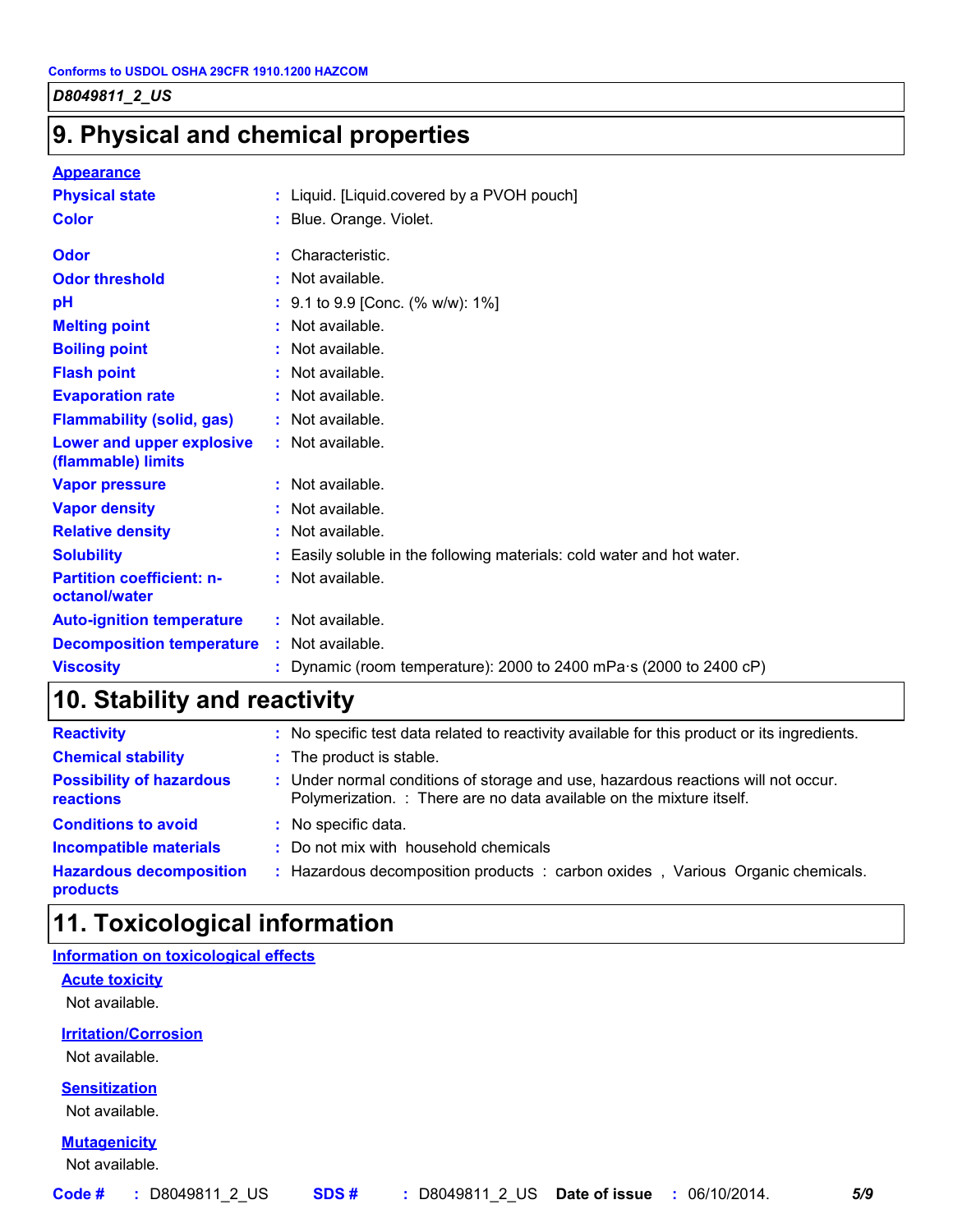Conforms to USDOL OSHA 29CFR 1910.1200 HAZCOM

*D8049811_2_US*

# 9. Physical and chemical properties

**Appearance**

| | |
|---|---|
| **Physical state** | : Liquid. [Liquid.covered by a PVOH pouch] |
| **Color** | : Blue. Orange. Violet. |
| **Odor** | : Characteristic. |
| **Odor threshold** | : Not available. |
| **pH** | : 9.1 to 9.9 [Conc. (% w/w): 1%] |
| **Melting point** | : Not available. |
| **Boiling point** | : Not available. |
| **Flash point** | : Not available. |
| **Evaporation rate** | : Not available. |
| **Flammability (solid, gas)** | : Not available. |
| **Lower and upper explosive (flammable) limits** | : Not available. |
| **Vapor pressure** | : Not available. |
| **Vapor density** | : Not available. |
| **Relative density** | : Not available. |
| **Solubility** | : Easily soluble in the following materials: cold water and hot water. |
| **Partition coefficient: n-octanol/water** | : Not available. |
| **Auto-ignition temperature** | : Not available. |
| **Decomposition temperature** | : Not available. |
| **Viscosity** | : Dynamic (room temperature): 2000 to 2400 mPa·s (2000 to 2400 cP) |

# 10. Stability and reactivity

| | |
|---|---|
| **Reactivity** | : No specific test data related to reactivity available for this product or its ingredients. |
| **Chemical stability** | : The product is stable. |
| **Possibility of hazardous reactions** | : Under normal conditions of storage and use, hazardous reactions will not occur. Polymerization. : There are no data available on the mixture itself. |
| **Conditions to avoid** | : No specific data. |
| **Incompatible materials** | : Do not mix with household chemicals |
| **Hazardous decomposition products** | : Hazardous decomposition products : carbon oxides , Various Organic chemicals. |

# 11. Toxicological information

**Information on toxicological effects**

**Acute toxicity**

Not available.

**Irritation/Corrosion**

Not available.

**Sensitization**

Not available.

**Mutagenicity**

Not available.

**Code #** : D8049811_2_US **SDS #** : D8049811_2_US **Date of issue** : 06/10/2014.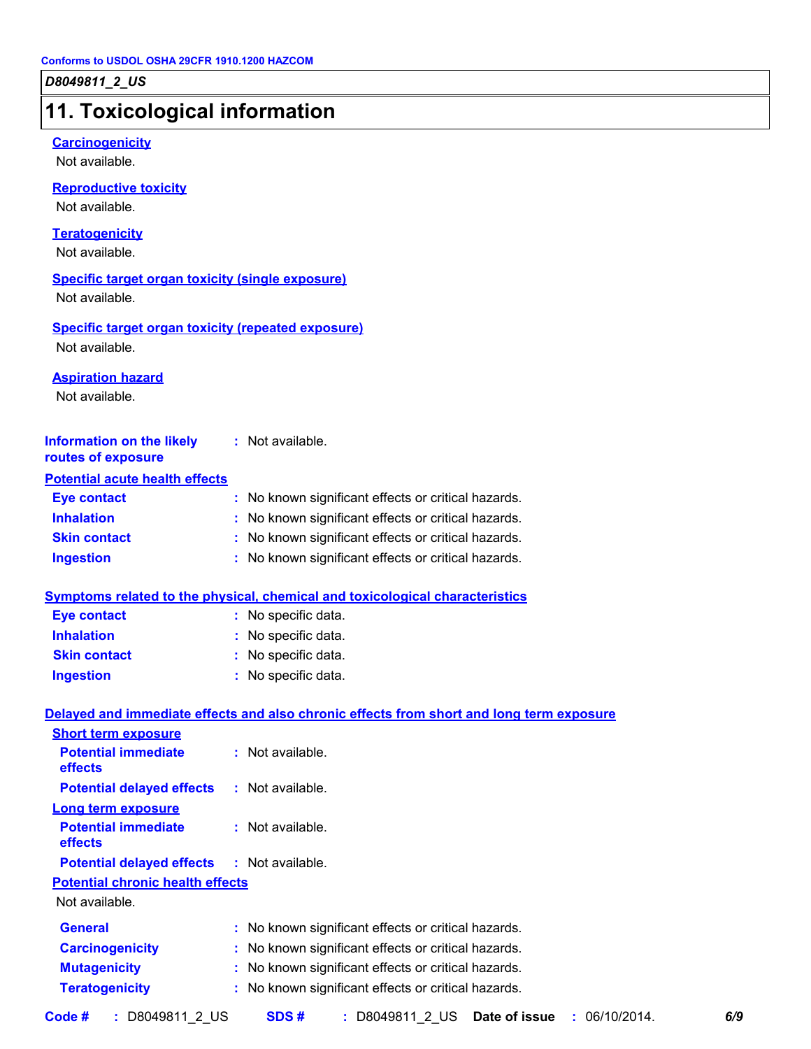Conforms to USDOL OSHA 29CFR 1910.1200 HAZCOM

*D8049811_2_US*

# 11. Toxicological information

**Carcinogenicity**

Not available.

**Reproductive toxicity**

Not available.

**Teratogenicity**

Not available.

**Specific target organ toxicity (single exposure)**

Not available.

**Specific target organ toxicity (repeated exposure)**

Not available.

**Aspiration hazard**

Not available.

**Information on the likely routes of exposure** : Not available.

**Potential acute health effects**

| | |
|---|---|
| **Eye contact** | : No known significant effects or critical hazards. |
| **Inhalation** | : No known significant effects or critical hazards. |
| **Skin contact** | : No known significant effects or critical hazards. |
| **Ingestion** | : No known significant effects or critical hazards. |

**Symptoms related to the physical, chemical and toxicological characteristics**

| | |
|---|---|
| **Eye contact** | : No specific data. |
| **Inhalation** | : No specific data. |
| **Skin contact** | : No specific data. |
| **Ingestion** | : No specific data. |

**Delayed and immediate effects and also chronic effects from short and long term exposure**

**Short term exposure**

| | |
|---|---|
| **Potential immediate effects** | : Not available. |
| **Potential delayed effects** | : Not available. |

**Long term exposure**

| | |
|---|---|
| **Potential immediate effects** | : Not available. |
| **Potential delayed effects** | : Not available. |

**Potential chronic health effects**

Not available.

| | |
|---|---|
| **General** | : No known significant effects or critical hazards. |
| **Carcinogenicity** | : No known significant effects or critical hazards. |
| **Mutagenicity** | : No known significant effects or critical hazards. |
| **Teratogenicity** | : No known significant effects or critical hazards. |

**Code #** : D8049811_2_US **SDS #** : D8049811_2_US **Date of issue** : 06/10/2014.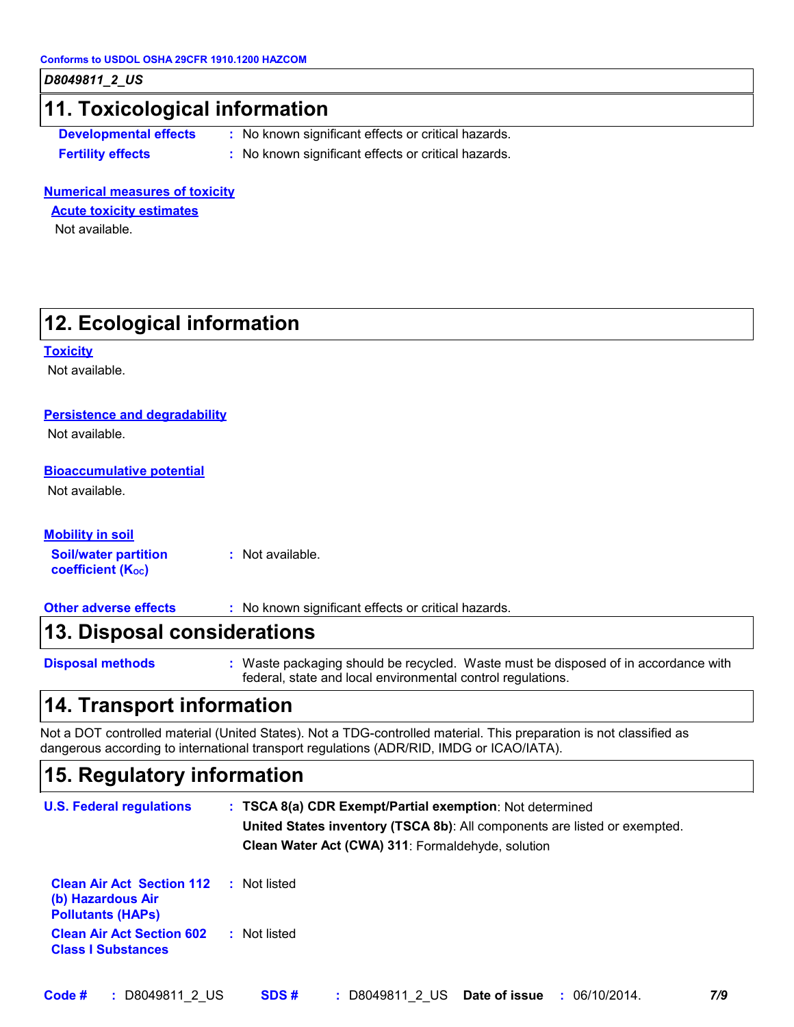## 11. Toxicological information

**Developmental effects** : No known significant effects or critical hazards.

**Fertility effects** : No known significant effects or critical hazards.

**Numerical measures of toxicity**

**Acute toxicity estimates**

Not available.

## 12. Ecological information

**Toxicity**

Not available.

**Persistence and degradability**

Not available.

**Bioaccumulative potential**

Not available.

**Mobility in soil**

**Soil/water partition coefficient ($K_{OC}$)** : Not available.

**Other adverse effects** : No known significant effects or critical hazards.

## 13. Disposal considerations

**Disposal methods** : Waste packaging should be recycled. Waste must be disposed of in accordance with federal, state and local environmental control regulations.

## 14. Transport information

Not a DOT controlled material (United States). Not a TDG-controlled material. This preparation is not classified as dangerous according to international transport regulations (ADR/RID, IMDG or ICAO/IATA).

## 15. Regulatory information

**U.S. Federal regulations** : **TSCA 8(a) CDR Exempt/Partial exemption**: Not determined

**United States inventory (TSCA 8b)**: All components are listed or exempted.

**Clean Water Act (CWA) 311**: Formaldehyde, solution

**Clean Air Act Section 112 (b) Hazardous Air Pollutants (HAPs)** : Not listed

**Clean Air Act Section 602 Class I Substances** : Not listed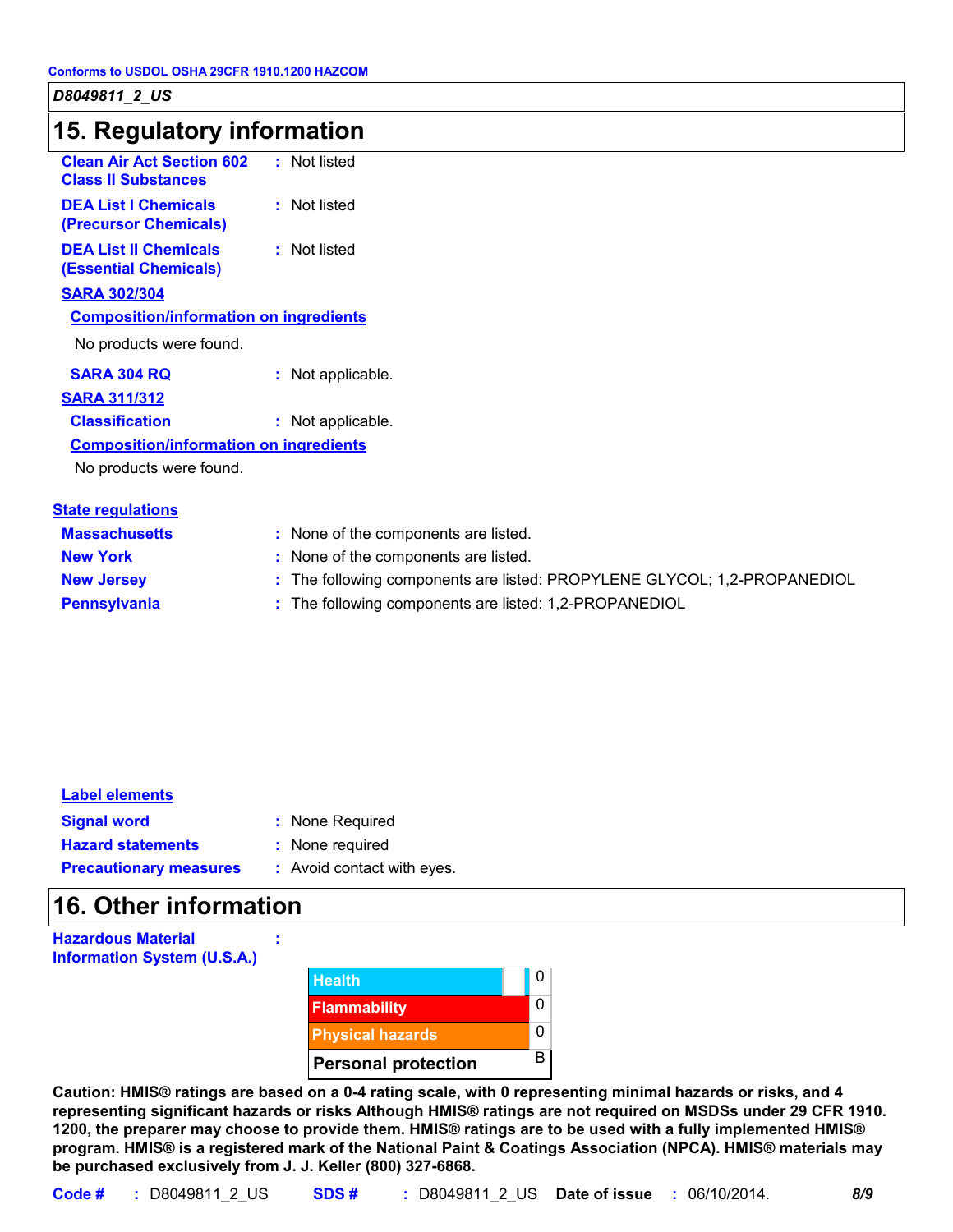D8049811_2_US

# 15. Regulatory information

**Clean Air Act Section 602 Class II Substances** : Not listed

**DEA List I Chemicals (Precursor Chemicals)** : Not listed

**DEA List II Chemicals (Essential Chemicals)** : Not listed

**SARA 302/304**

**Composition/information on ingredients**

No products were found.

**SARA 304 RQ** : Not applicable.

**SARA 311/312**

**Classification** : Not applicable.

**Composition/information on ingredients**

No products were found.

**State regulations**

**Massachusetts** : None of the components are listed.

**New York** : None of the components are listed.

**New Jersey** : The following components are listed: PROPYLENE GLYCOL; 1,2-PROPANEDIOL

**Pennsylvania** : The following components are listed: 1,2-PROPANEDIOL

**Label elements**

**Signal word** : None Required

**Hazard statements** : None required

**Precautionary measures** : Avoid contact with eyes.

# 16. Other information

**Hazardous Material Information System (U.S.A.)** :

| Category | Rating |
|---|---|
| Health | 0 |
| Flammability | 0 |
| Physical hazards | 0 |
| Personal protection | B |

**Caution: HMIS® ratings are based on a 0-4 rating scale, with 0 representing minimal hazards or risks, and 4 representing significant hazards or risks Although HMIS® ratings are not required on MSDSs under 29 CFR 1910. 1200, the preparer may choose to provide them. HMIS® ratings are to be used with a fully implemented HMIS® program. HMIS® is a registered mark of the National Paint & Coatings Association (NPCA). HMIS® materials may be purchased exclusively from J. J. Keller (800) 327-6868.**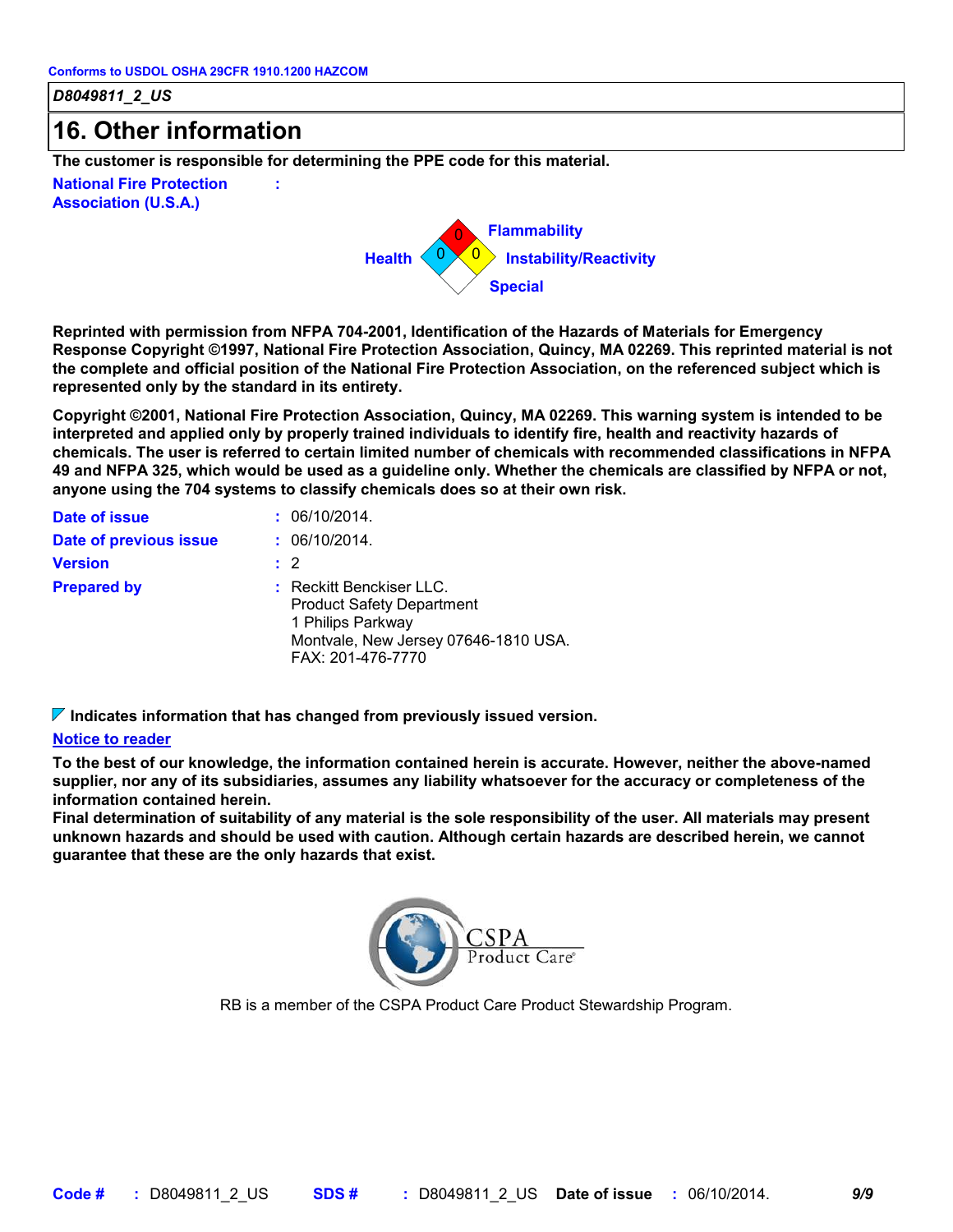Conforms to USDOL OSHA 29CFR 1910.1200 HAZCOM

*D8049811_2_US*

# 16. Other information

**The customer is responsible for determining the PPE code for this material.**

**National Fire Protection Association (U.S.A.)** :

Flammability 0
Health 0
Instability/Reactivity 0
Special

**Reprinted with permission from NFPA 704-2001, Identification of the Hazards of Materials for Emergency Response Copyright ©1997, National Fire Protection Association, Quincy, MA 02269. This reprinted material is not the complete and official position of the National Fire Protection Association, on the referenced subject which is represented only by the standard in its entirety.**

**Copyright ©2001, National Fire Protection Association, Quincy, MA 02269. This warning system is intended to be interpreted and applied only by properly trained individuals to identify fire, health and reactivity hazards of chemicals. The user is referred to certain limited number of chemicals with recommended classifications in NFPA 49 and NFPA 325, which would be used as a guideline only. Whether the chemicals are classified by NFPA or not, anyone using the 704 systems to classify chemicals does so at their own risk.**

**Date of issue** : 06/10/2014.

**Date of previous issue** : 06/10/2014.

**Version** : 2

**Prepared by** : Reckitt Benckiser LLC.
Product Safety Department
1 Philips Parkway
Montvale, New Jersey 07646-1810 USA.
FAX: 201-476-7770

**Indicates information that has changed from previously issued version.**

**Notice to reader**

**To the best of our knowledge, the information contained herein is accurate. However, neither the above-named supplier, nor any of its subsidiaries, assumes any liability whatsoever for the accuracy or completeness of the information contained herein.**
**Final determination of suitability of any material is the sole responsibility of the user. All materials may present unknown hazards and should be used with caution. Although certain hazards are described herein, we cannot guarantee that these are the only hazards that exist.**

CSPA Product Care

RB is a member of the CSPA Product Care Product Stewardship Program.